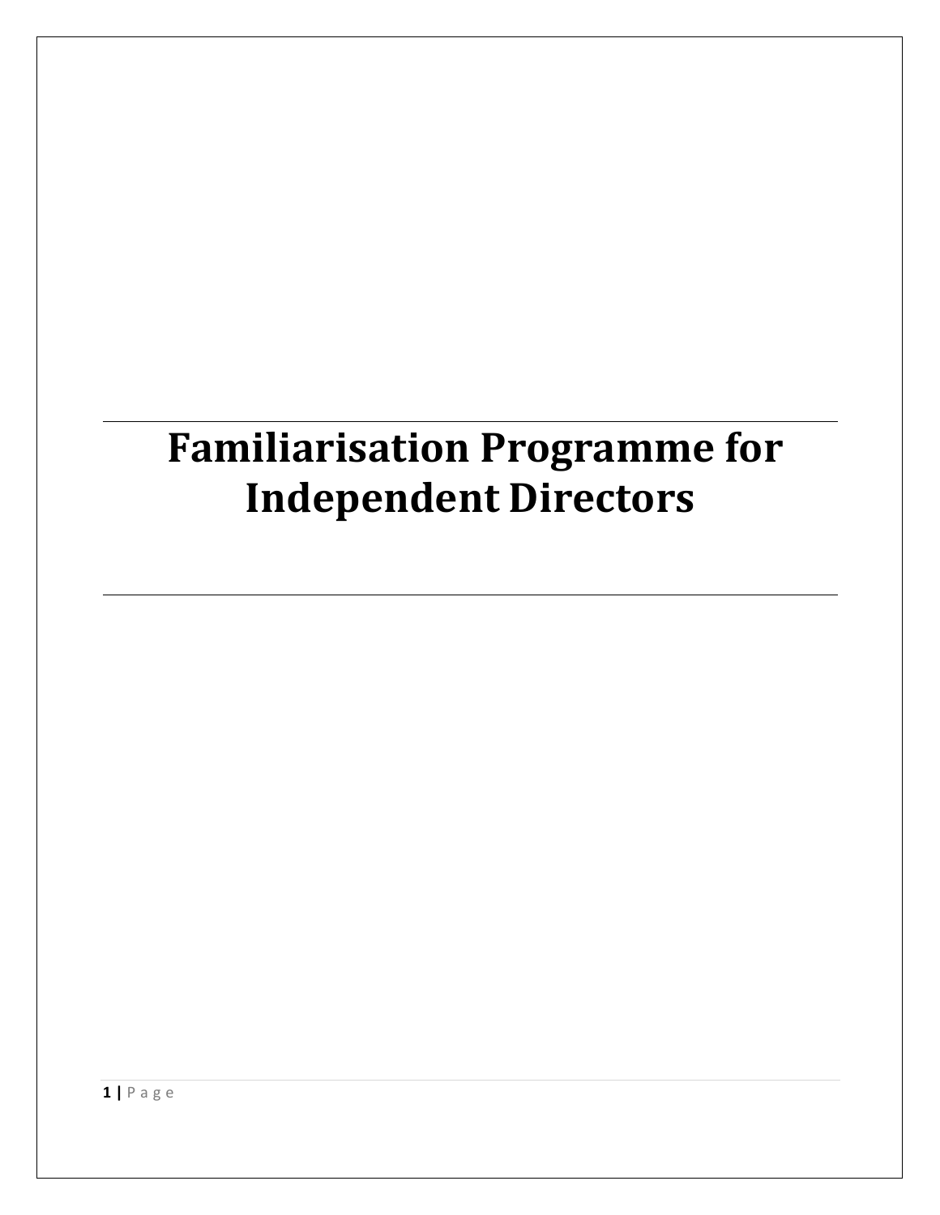# Familiarisation Programme for Independent Directors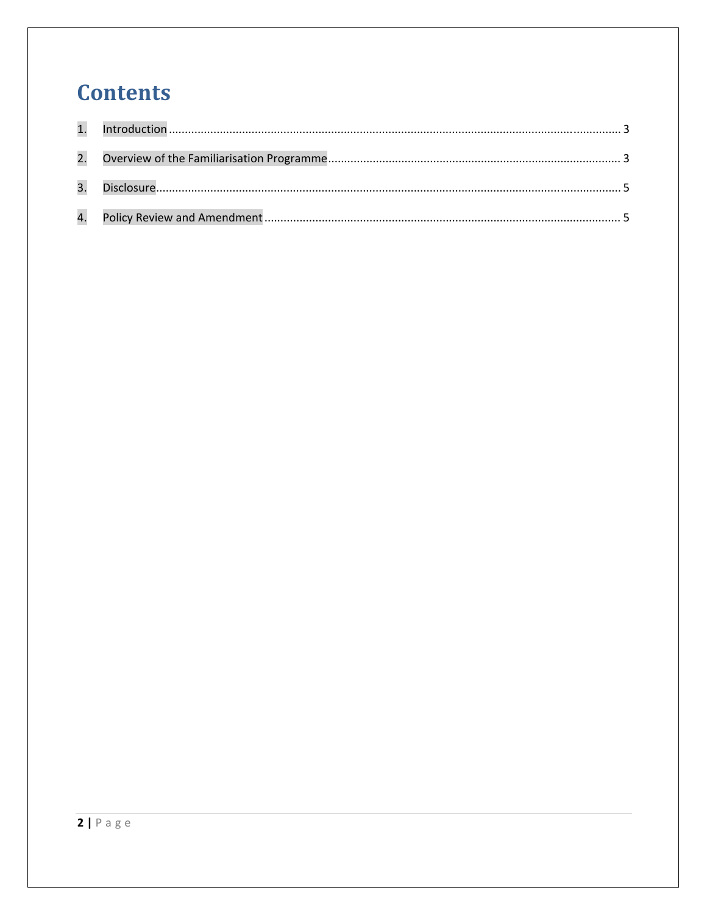# Contents

1. Introduction ........................................................................ 3
2. Overview of the Familiarisation Programme ........................................................................ 3
3. Disclosure ........................................................................ 5
4. Policy Review and Amendment ........................................................................ 5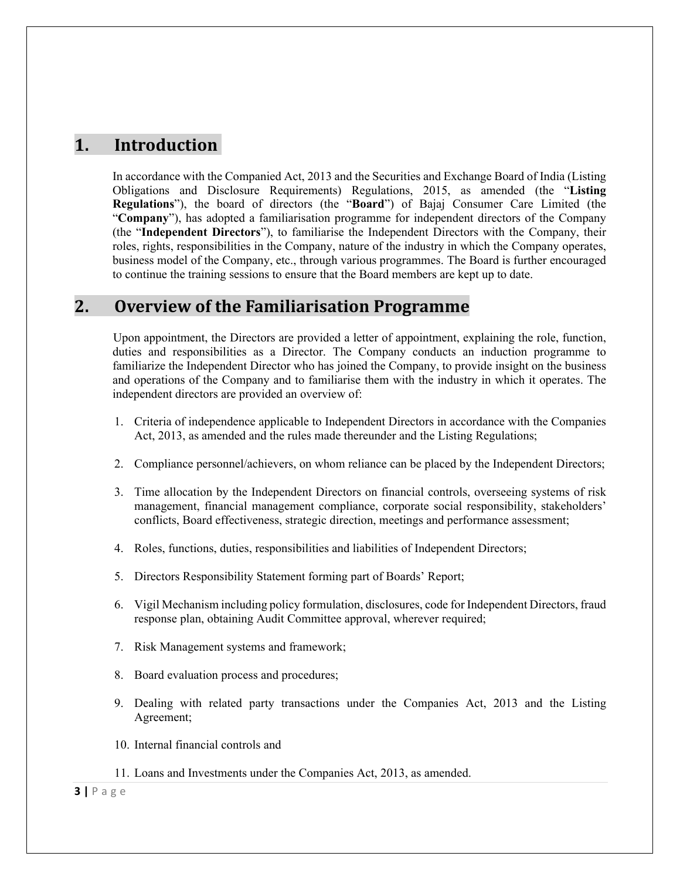## 1. Introduction

In accordance with the Companied Act, 2013 and the Securities and Exchange Board of India (Listing Obligations and Disclosure Requirements) Regulations, 2015, as amended (the "**Listing Regulations**"), the board of directors (the "**Board**") of Bajaj Consumer Care Limited (the "**Company**"), has adopted a familiarisation programme for independent directors of the Company (the "**Independent Directors**"), to familiarise the Independent Directors with the Company, their roles, rights, responsibilities in the Company, nature of the industry in which the Company operates, business model of the Company, etc., through various programmes. The Board is further encouraged to continue the training sessions to ensure that the Board members are kept up to date.

## 2. Overview of the Familiarisation Programme

Upon appointment, the Directors are provided a letter of appointment, explaining the role, function, duties and responsibilities as a Director. The Company conducts an induction programme to familiarize the Independent Director who has joined the Company, to provide insight on the business and operations of the Company and to familiarise them with the industry in which it operates. The independent directors are provided an overview of:

1. Criteria of independence applicable to Independent Directors in accordance with the Companies Act, 2013, as amended and the rules made thereunder and the Listing Regulations;

2. Compliance personnel/achievers, on whom reliance can be placed by the Independent Directors;

3. Time allocation by the Independent Directors on financial controls, overseeing systems of risk management, financial management compliance, corporate social responsibility, stakeholders' conflicts, Board effectiveness, strategic direction, meetings and performance assessment;

4. Roles, functions, duties, responsibilities and liabilities of Independent Directors;

5. Directors Responsibility Statement forming part of Boards' Report;

6. Vigil Mechanism including policy formulation, disclosures, code for Independent Directors, fraud response plan, obtaining Audit Committee approval, wherever required;

7. Risk Management systems and framework;

8. Board evaluation process and procedures;

9. Dealing with related party transactions under the Companies Act, 2013 and the Listing Agreement;

10. Internal financial controls and

11. Loans and Investments under the Companies Act, 2013, as amended.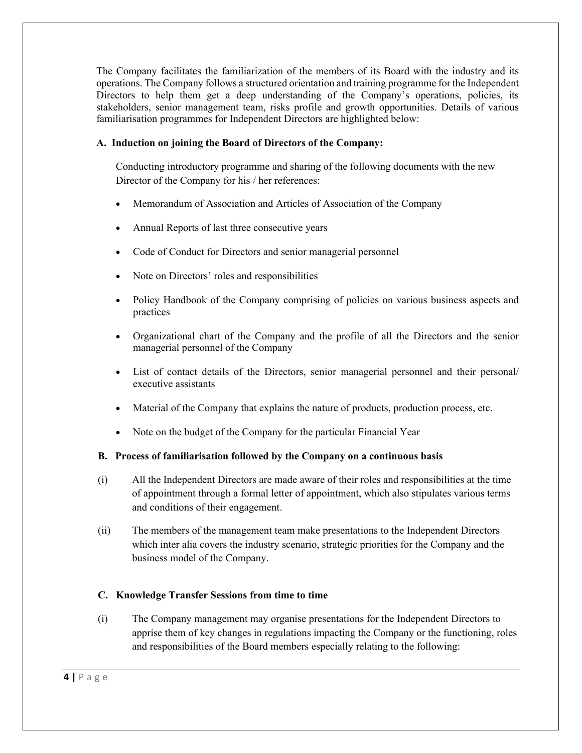The Company facilitates the familiarization of the members of its Board with the industry and its operations. The Company follows a structured orientation and training programme for the Independent Directors to help them get a deep understanding of the Company's operations, policies, its stakeholders, senior management team, risks profile and growth opportunities. Details of various familiarisation programmes for Independent Directors are highlighted below:

**A. Induction on joining the Board of Directors of the Company:**

Conducting introductory programme and sharing of the following documents with the new Director of the Company for his / her references:

- Memorandum of Association and Articles of Association of the Company
- Annual Reports of last three consecutive years
- Code of Conduct for Directors and senior managerial personnel
- Note on Directors' roles and responsibilities
- Policy Handbook of the Company comprising of policies on various business aspects and practices
- Organizational chart of the Company and the profile of all the Directors and the senior managerial personnel of the Company
- List of contact details of the Directors, senior managerial personnel and their personal/ executive assistants
- Material of the Company that explains the nature of products, production process, etc.
- Note on the budget of the Company for the particular Financial Year

**B. Process of familiarisation followed by the Company on a continuous basis**

(i) All the Independent Directors are made aware of their roles and responsibilities at the time of appointment through a formal letter of appointment, which also stipulates various terms and conditions of their engagement.

(ii) The members of the management team make presentations to the Independent Directors which inter alia covers the industry scenario, strategic priorities for the Company and the business model of the Company.

**C. Knowledge Transfer Sessions from time to time**

(i) The Company management may organise presentations for the Independent Directors to apprise them of key changes in regulations impacting the Company or the functioning, roles and responsibilities of the Board members especially relating to the following: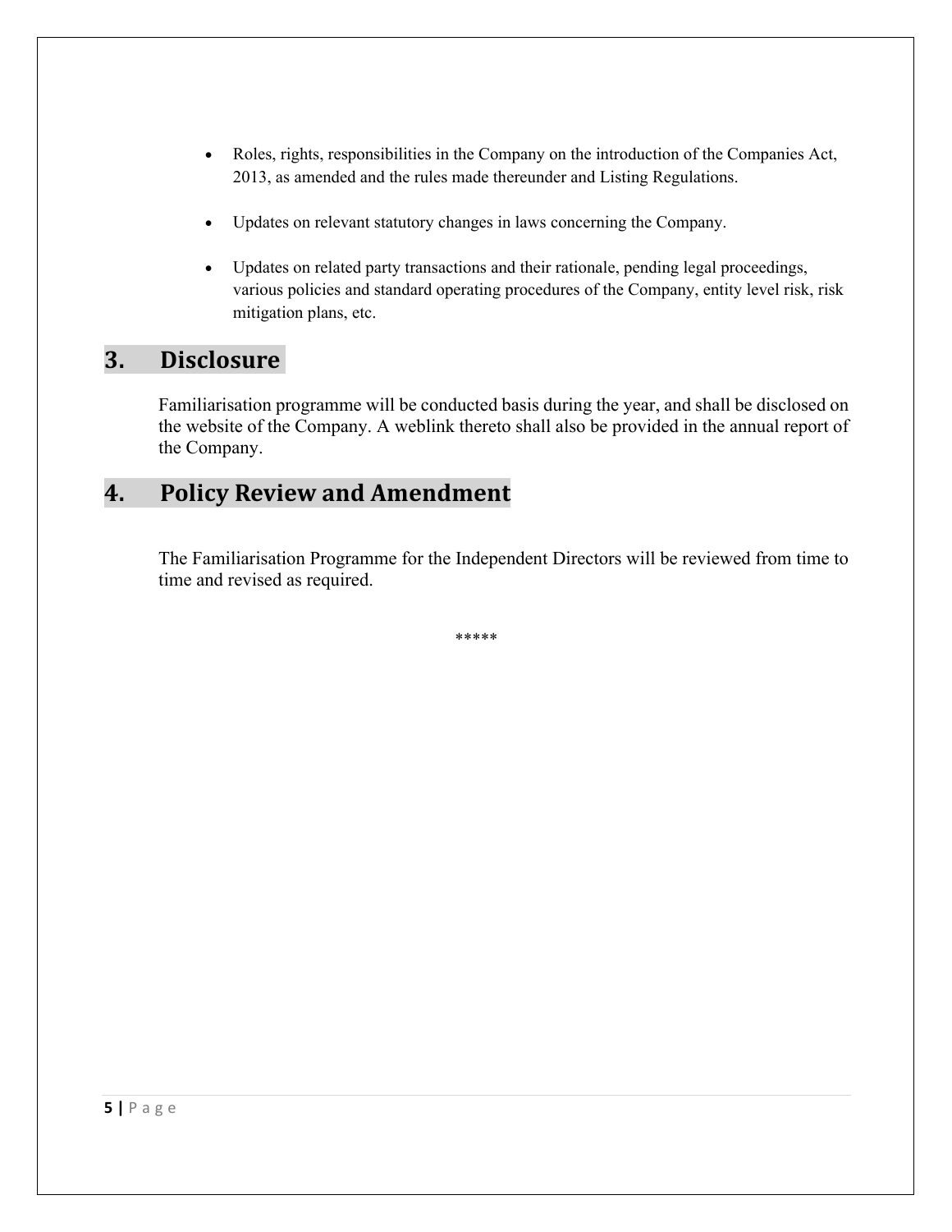- Roles, rights, responsibilities in the Company on the introduction of the Companies Act, 2013, as amended and the rules made thereunder and Listing Regulations.

- Updates on relevant statutory changes in laws concerning the Company.

- Updates on related party transactions and their rationale, pending legal proceedings, various policies and standard operating procedures of the Company, entity level risk, risk mitigation plans, etc.

## 3. Disclosure

Familiarisation programme will be conducted basis during the year, and shall be disclosed on the website of the Company. A weblink thereto shall also be provided in the annual report of the Company.

## 4. Policy Review and Amendment

The Familiarisation Programme for the Independent Directors will be reviewed from time to time and revised as required.

*****